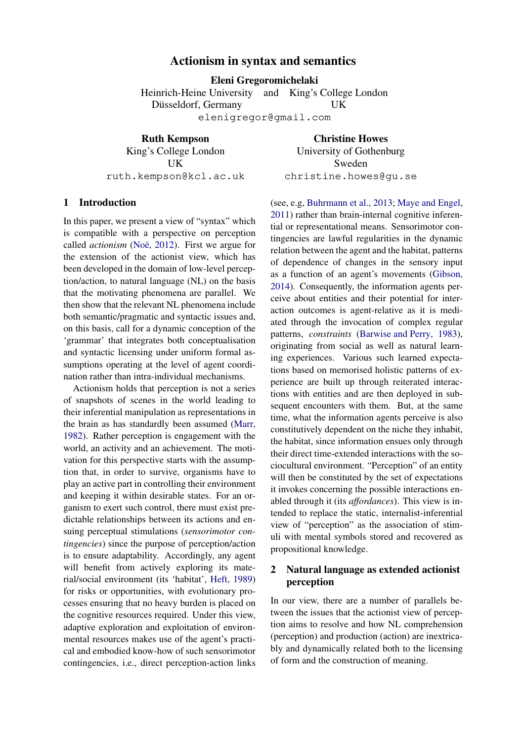# Actionism in syntax and semantics

**Eleni Gregoromichelaki**
Heinrich-Heine University Düsseldorf, Germany and King's College London UK
elenigregor@gmail.com

**Ruth Kempson**
King's College London
UK
ruth.kempson@kcl.ac.uk

**Christine Howes**
University of Gothenburg
Sweden
christine.howes@gu.se

## 1 Introduction

In this paper, we present a view of "syntax" which is compatible with a perspective on perception called *actionism* (Noë, 2012). First we argue for the extension of the actionist view, which has been developed in the domain of low-level perception/action, to natural language (NL) on the basis that the motivating phenomena are parallel. We then show that the relevant NL phenomena include both semantic/pragmatic and syntactic issues and, on this basis, call for a dynamic conception of the 'grammar' that integrates both conceptualisation and syntactic licensing under uniform formal assumptions operating at the level of agent coordination rather than intra-individual mechanisms.

Actionism holds that perception is not a series of snapshots of scenes in the world leading to their inferential manipulation as representations in the brain as has standardly been assumed (Marr, 1982). Rather perception is engagement with the world, an activity and an achievement. The motivation for this perspective starts with the assumption that, in order to survive, organisms have to play an active part in controlling their environment and keeping it within desirable states. For an organism to exert such control, there must exist predictable relationships between its actions and ensuing perceptual stimulations (*sensorimotor contingencies*) since the purpose of perception/action is to ensure adaptability. Accordingly, any agent will benefit from actively exploring its material/social environment (its 'habitat', Heft, 1989) for risks or opportunities, with evolutionary processes ensuring that no heavy burden is placed on the cognitive resources required. Under this view, adaptive exploration and exploitation of environmental resources makes use of the agent's practical and embodied know-how of such sensorimotor contingencies, i.e., direct perception-action links (see, e.g, Buhrmann et al., 2013; Maye and Engel, 2011) rather than brain-internal cognitive inferential or representational means. Sensorimotor contingencies are lawful regularities in the dynamic relation between the agent and the habitat, patterns of dependence of changes in the sensory input as a function of an agent's movements (Gibson, 2014). Consequently, the information agents perceive about entities and their potential for interaction outcomes is agent-relative as it is mediated through the invocation of complex regular patterns, *constraints* (Barwise and Perry, 1983), originating from social as well as natural learning experiences. Various such learned expectations based on memorised holistic patterns of experience are built up through reiterated interactions with entities and are then deployed in subsequent encounters with them. But, at the same time, what the information agents perceive is also constitutively dependent on the niche they inhabit, the habitat, since information ensues only through their direct time-extended interactions with the sociocultural environment. "Perception" of an entity will then be constituted by the set of expectations it invokes concerning the possible interactions enabled through it (its *affordances*). This view is intended to replace the static, internalist-inferential view of "perception" as the association of stimuli with mental symbols stored and recovered as propositional knowledge.

## 2 Natural language as extended actionist perception

In our view, there are a number of parallels between the issues that the actionist view of perception aims to resolve and how NL comprehension (perception) and production (action) are inextricably and dynamically related both to the licensing of form and the construction of meaning.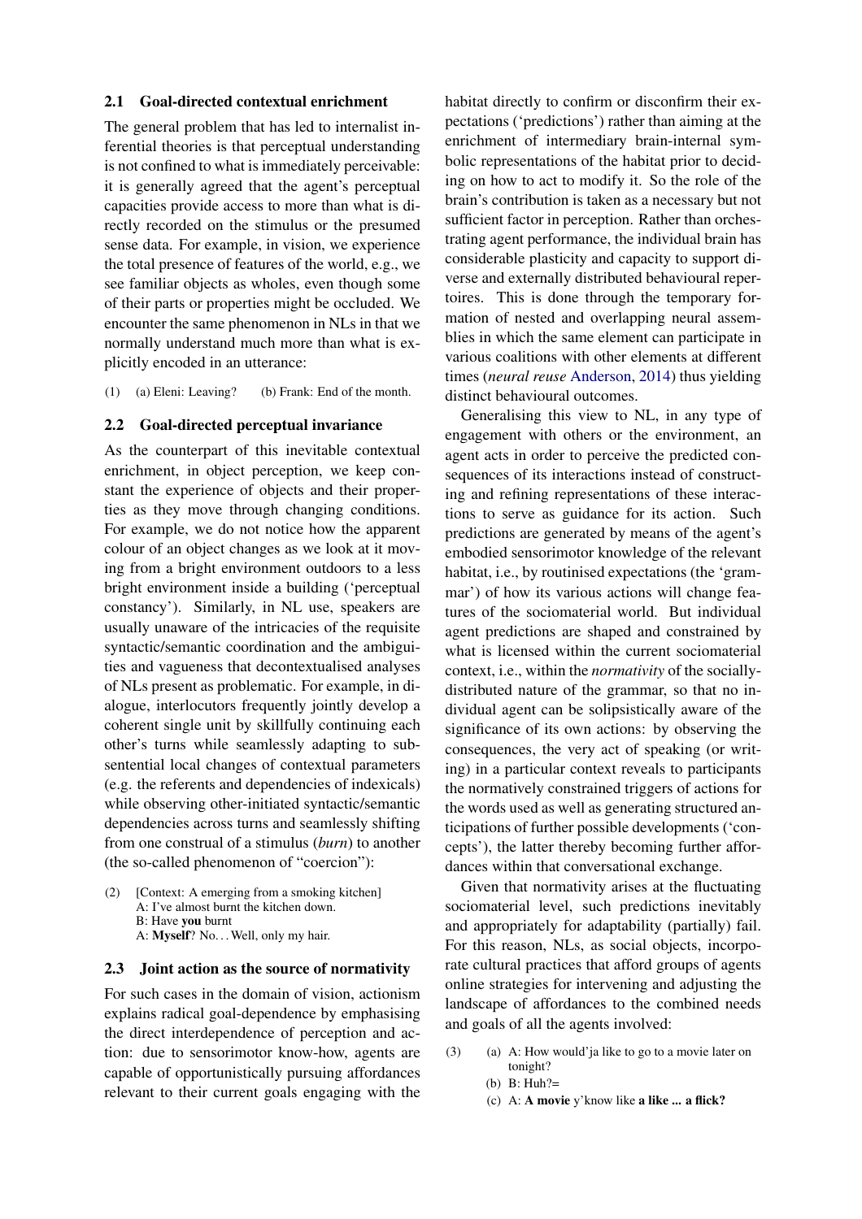### 2.1 Goal-directed contextual enrichment

The general problem that has led to internalist inferential theories is that perceptual understanding is not confined to what is immediately perceivable: it is generally agreed that the agent's perceptual capacities provide access to more than what is directly recorded on the stimulus or the presumed sense data. For example, in vision, we experience the total presence of features of the world, e.g., we see familiar objects as wholes, even though some of their parts or properties might be occluded. We encounter the same phenomenon in NLs in that we normally understand much more than what is explicitly encoded in an utterance:

(1) (a) Eleni: Leaving? (b) Frank: End of the month.

### 2.2 Goal-directed perceptual invariance

As the counterpart of this inevitable contextual enrichment, in object perception, we keep constant the experience of objects and their properties as they move through changing conditions. For example, we do not notice how the apparent colour of an object changes as we look at it moving from a bright environment outdoors to a less bright environment inside a building ('perceptual constancy'). Similarly, in NL use, speakers are usually unaware of the intricacies of the requisite syntactic/semantic coordination and the ambiguities and vagueness that decontextualised analyses of NLs present as problematic. For example, in dialogue, interlocutors frequently jointly develop a coherent single unit by skillfully continuing each other's turns while seamlessly adapting to subsentential local changes of contextual parameters (e.g. the referents and dependencies of indexicals) while observing other-initiated syntactic/semantic dependencies across turns and seamlessly shifting from one construal of a stimulus (*burn*) to another (the so-called phenomenon of "coercion"):

(2) [Context: A emerging from a smoking kitchen]
A: I've almost burnt the kitchen down.
B: Have **you** burnt
A: **Myself**? No... Well, only my hair.

### 2.3 Joint action as the source of normativity

For such cases in the domain of vision, actionism explains radical goal-dependence by emphasising the direct interdependence of perception and action: due to sensorimotor know-how, agents are capable of opportunistically pursuing affordances relevant to their current goals engaging with the habitat directly to confirm or disconfirm their expectations ('predictions') rather than aiming at the enrichment of intermediary brain-internal symbolic representations of the habitat prior to deciding on how to act to modify it. So the role of the brain's contribution is taken as a necessary but not sufficient factor in perception. Rather than orchestrating agent performance, the individual brain has considerable plasticity and capacity to support diverse and externally distributed behavioural repertoires. This is done through the temporary formation of nested and overlapping neural assemblies in which the same element can participate in various coalitions with other elements at different times (*neural reuse* Anderson, 2014) thus yielding distinct behavioural outcomes.

Generalising this view to NL, in any type of engagement with others or the environment, an agent acts in order to perceive the predicted consequences of its interactions instead of constructing and refining representations of these interactions to serve as guidance for its action. Such predictions are generated by means of the agent's embodied sensorimotor knowledge of the relevant habitat, i.e., by routinised expectations (the 'grammar') of how its various actions will change features of the sociomaterial world. But individual agent predictions are shaped and constrained by what is licensed within the current sociomaterial context, i.e., within the *normativity* of the socially-distributed nature of the grammar, so that no individual agent can be solipsistically aware of the significance of its own actions: by observing the consequences, the very act of speaking (or writing) in a particular context reveals to participants the normatively constrained triggers of actions for the words used as well as generating structured anticipations of further possible developments ('concepts'), the latter thereby becoming further affordances within that conversational exchange.

Given that normativity arises at the fluctuating sociomaterial level, such predictions inevitably and appropriately for adaptability (partially) fail. For this reason, NLs, as social objects, incorporate cultural practices that afford groups of agents online strategies for intervening and adjusting the landscape of affordances to the combined needs and goals of all the agents involved:

(3) (a) A: How would'ja like to go to a movie later on tonight?
(b) B: Huh?=
(c) A: **A movie** y'know like **a like ... a flick?**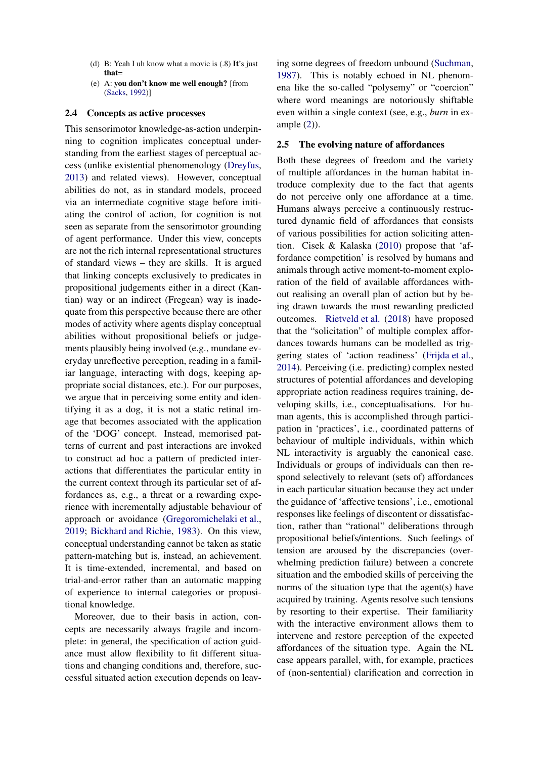(d) B: Yeah I uh know what a movie is (.8) **It**'s just **that=**

(e) A: **you don't know me well enough?** [from (Sacks, 1992)]

### 2.4 Concepts as active processes

This sensorimotor knowledge-as-action underpinning to cognition implicates conceptual understanding from the earliest stages of perceptual access (unlike existential phenomenology (Dreyfus, 2013) and related views). However, conceptual abilities do not, as in standard models, proceed via an intermediate cognitive stage before initiating the control of action, for cognition is not seen as separate from the sensorimotor grounding of agent performance. Under this view, concepts are not the rich internal representational structures of standard views – they are skills. It is argued that linking concepts exclusively to predicates in propositional judgements either in a direct (Kantian) way or an indirect (Fregean) way is inadequate from this perspective because there are other modes of activity where agents display conceptual abilities without propositional beliefs or judgements plausibly being involved (e.g., mundane everyday unreflective perception, reading in a familiar language, interacting with dogs, keeping appropriate social distances, etc.). For our purposes, we argue that in perceiving some entity and identifying it as a dog, it is not a static retinal image that becomes associated with the application of the 'DOG' concept. Instead, memorised patterns of current and past interactions are invoked to construct ad hoc a pattern of predicted interactions that differentiates the particular entity in the current context through its particular set of affordances as, e.g., a threat or a rewarding experience with incrementally adjustable behaviour of approach or avoidance (Gregoromichelaki et al., 2019; Bickhard and Richie, 1983). On this view, conceptual understanding cannot be taken as static pattern-matching but is, instead, an achievement. It is time-extended, incremental, and based on trial-and-error rather than an automatic mapping of experience to internal categories or propositional knowledge.

Moreover, due to their basis in action, concepts are necessarily always fragile and incomplete: in general, the specification of action guidance must allow flexibility to fit different situations and changing conditions and, therefore, successful situated action execution depends on leaving some degrees of freedom unbound (Suchman, 1987). This is notably echoed in NL phenomena like the so-called "polysemy" or "coercion" where word meanings are notoriously shiftable even within a single context (see, e.g., *burn* in example (2)).

### 2.5 The evolving nature of affordances

Both these degrees of freedom and the variety of multiple affordances in the human habitat introduce complexity due to the fact that agents do not perceive only one affordance at a time. Humans always perceive a continuously restructured dynamic field of affordances that consists of various possibilities for action soliciting attention. Cisek & Kalaska (2010) propose that 'affordance competition' is resolved by humans and animals through active moment-to-moment exploration of the field of available affordances without realising an overall plan of action but by being drawn towards the most rewarding predicted outcomes. Rietveld et al. (2018) have proposed that the "solicitation" of multiple complex affordances towards humans can be modelled as triggering states of 'action readiness' (Frijda et al., 2014). Perceiving (i.e. predicting) complex nested structures of potential affordances and developing appropriate action readiness requires training, developing skills, i.e., conceptualisations. For human agents, this is accomplished through participation in 'practices', i.e., coordinated patterns of behaviour of multiple individuals, within which NL interactivity is arguably the canonical case. Individuals or groups of individuals can then respond selectively to relevant (sets of) affordances in each particular situation because they act under the guidance of 'affective tensions', i.e., emotional responses like feelings of discontent or dissatisfaction, rather than "rational" deliberations through propositional beliefs/intentions. Such feelings of tension are aroused by the discrepancies (overwhelming prediction failure) between a concrete situation and the embodied skills of perceiving the norms of the situation type that the agent(s) have acquired by training. Agents resolve such tensions by resorting to their expertise. Their familiarity with the interactive environment allows them to intervene and restore perception of the expected affordances of the situation type. Again the NL case appears parallel, with, for example, practices of (non-sentential) clarification and correction in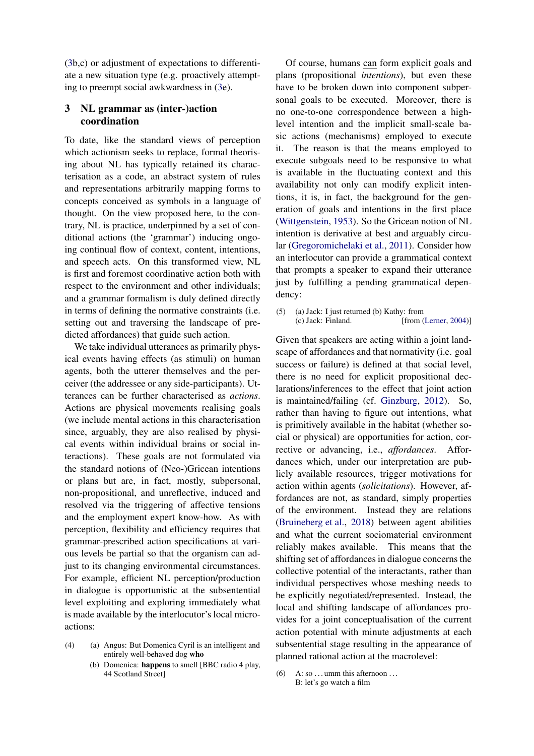(3b,c) or adjustment of expectations to differentiate a new situation type (e.g. proactively attempting to preempt social awkwardness in (3e).

## 3 NL grammar as (inter-)action coordination

To date, like the standard views of perception which actionism seeks to replace, formal theorising about NL has typically retained its characterisation as a code, an abstract system of rules and representations arbitrarily mapping forms to concepts conceived as symbols in a language of thought. On the view proposed here, to the contrary, NL is practice, underpinned by a set of conditional actions (the 'grammar') inducing ongoing continual flow of context, content, intentions, and speech acts. On this transformed view, NL is first and foremost coordinative action both with respect to the environment and other individuals; and a grammar formalism is duly defined directly in terms of defining the normative constraints (i.e. setting out and traversing the landscape of predicted affordances) that guide such action.

We take individual utterances as primarily physical events having effects (as stimuli) on human agents, both the utterer themselves and the perceiver (the addressee or any side-participants). Utterances can be further characterised as *actions*. Actions are physical movements realising goals (we include mental actions in this characterisation since, arguably, they are also realised by physical events within individual brains or social interactions). These goals are not formulated via the standard notions of (Neo-)Gricean intentions or plans but are, in fact, mostly, subpersonal, non-propositional, and unreflective, induced and resolved via the triggering of affective tensions and the employment expert know-how. As with perception, flexibility and efficiency requires that grammar-prescribed action specifications at various levels be partial so that the organism can adjust to its changing environmental circumstances. For example, efficient NL perception/production in dialogue is opportunistic at the subsentential level exploiting and exploring immediately what is made available by the interlocutor's local micro-actions:

(4) (a) Angus: But Domenica Cyril is an intelligent and entirely well-behaved dog **who**
(b) Domenica: **happens** to smell [BBC radio 4 play, 44 Scotland Street]

Of course, humans can form explicit goals and plans (propositional *intentions*), but even these have to be broken down into component subpersonal goals to be executed. Moreover, there is no one-to-one correspondence between a high-level intention and the implicit small-scale basic actions (mechanisms) employed to execute it. The reason is that the means employed to execute subgoals need to be responsive to what is available in the fluctuating context and this availability not only can modify explicit intentions, it is, in fact, the background for the generation of goals and intentions in the first place (Wittgenstein, 1953). So the Gricean notion of NL intention is derivative at best and arguably circular (Gregoromichelaki et al., 2011). Consider how an interlocutor can provide a grammatical context that prompts a speaker to expand their utterance just by fulfilling a pending grammatical dependency:

(5) (a) Jack: I just returned (b) Kathy: from
(c) Jack: Finland. [from (Lerner, 2004)]

Given that speakers are acting within a joint landscape of affordances and that normativity (i.e. goal success or failure) is defined at that social level, there is no need for explicit propositional declarations/inferences to the effect that joint action is maintained/failing (cf. Ginzburg, 2012). So, rather than having to figure out intentions, what is primitively available in the habitat (whether social or physical) are opportunities for action, corrective or advancing, i.e., *affordances*. Affordances which, under our interpretation are publicly available resources, trigger motivations for action within agents (*solicitations*). However, affordances are not, as standard, simply properties of the environment. Instead they are relations (Bruineberg et al., 2018) between agent abilities and what the current sociomaterial environment reliably makes available. This means that the shifting set of affordances in dialogue concerns the collective potential of the interactants, rather than individual perspectives whose meshing needs to be explicitly negotiated/represented. Instead, the local and shifting landscape of affordances provides for a joint conceptualisation of the current action potential with minute adjustments at each subsentential stage resulting in the appearance of planned rational action at the macrolevel:

(6) A: so . . . umm this afternoon . . .
B: let's go watch a film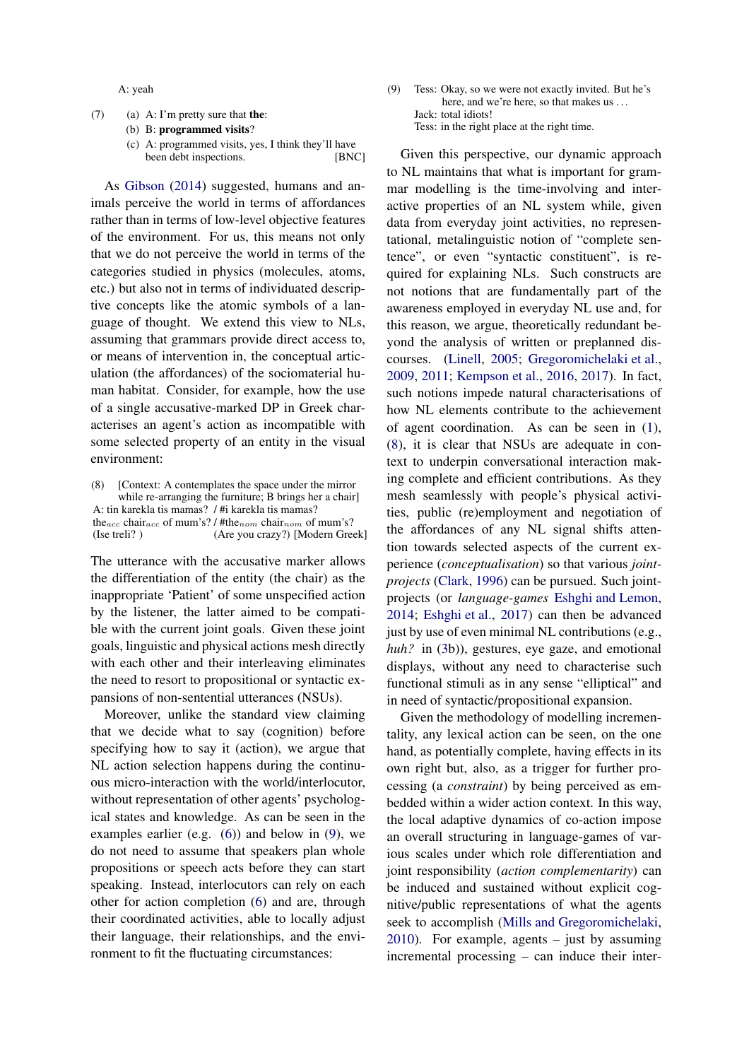A: yeah

(7) (a) A: I'm pretty sure that **the**:
(b) B: **programmed visits**?
(c) A: programmed visits, yes, I think they'll have been debt inspections. [BNC]

As Gibson (2014) suggested, humans and animals perceive the world in terms of affordances rather than in terms of low-level objective features of the environment. For us, this means not only that we do not perceive the world in terms of the categories studied in physics (molecules, atoms, etc.) but also not in terms of individuated descriptive concepts like the atomic symbols of a language of thought. We extend this view to NLs, assuming that grammars provide direct access to, or means of intervention in, the conceptual articulation (the affordances) of the sociomaterial human habitat. Consider, for example, how the use of a single accusative-marked DP in Greek characterises an agent's action as incompatible with some selected property of an entity in the visual environment:

(8) [Context: A contemplates the space under the mirror while re-arranging the furniture; B brings her a chair]
A: tin karekla tis mamas? / #i karekla tis mamas?
the$_{acc}$ chair$_{acc}$ of mum's? / #the$_{nom}$ chair$_{nom}$ of mum's?
(Ise treli? ) (Are you crazy?) [Modern Greek]

The utterance with the accusative marker allows the differentiation of the entity (the chair) as the inappropriate 'Patient' of some unspecified action by the listener, the latter aimed to be compatible with the current joint goals. Given these joint goals, linguistic and physical actions mesh directly with each other and their interleaving eliminates the need to resort to propositional or syntactic expansions of non-sentential utterances (NSUs).

Moreover, unlike the standard view claiming that we decide what to say (cognition) before specifying how to say it (action), we argue that NL action selection happens during the continuous micro-interaction with the world/interlocutor, without representation of other agents' psychological states and knowledge. As can be seen in the examples earlier (e.g. (6)) and below in (9), we do not need to assume that speakers plan whole propositions or speech acts before they can start speaking. Instead, interlocutors can rely on each other for action completion (6) and are, through their coordinated activities, able to locally adjust their language, their relationships, and the environment to fit the fluctuating circumstances:

(9) Tess: Okay, so we were not exactly invited. But he's here, and we're here, so that makes us ...
Jack: total idiots!
Tess: in the right place at the right time.

Given this perspective, our dynamic approach to NL maintains that what is important for grammar modelling is the time-involving and interactive properties of an NL system while, given data from everyday joint activities, no representational, metalinguistic notion of "complete sentence", or even "syntactic constituent", is required for explaining NLs. Such constructs are not notions that are fundamentally part of the awareness employed in everyday NL use and, for this reason, we argue, theoretically redundant beyond the analysis of written or preplanned discourses. (Linell, 2005; Gregoromichelaki et al., 2009, 2011; Kempson et al., 2016, 2017). In fact, such notions impede natural characterisations of how NL elements contribute to the achievement of agent coordination. As can be seen in (1), (8), it is clear that NSUs are adequate in context to underpin conversational interaction making complete and efficient contributions. As they mesh seamlessly with people's physical activities, public (re)employment and negotiation of the affordances of any NL signal shifts attention towards selected aspects of the current experience (*conceptualisation*) so that various *joint-projects* (Clark, 1996) can be pursued. Such joint-projects (or *language-games* Eshghi and Lemon, 2014; Eshghi et al., 2017) can then be advanced just by use of even minimal NL contributions (e.g., *huh?* in (3b)), gestures, eye gaze, and emotional displays, without any need to characterise such functional stimuli as in any sense "elliptical" and in need of syntactic/propositional expansion.

Given the methodology of modelling incrementality, any lexical action can be seen, on the one hand, as potentially complete, having effects in its own right but, also, as a trigger for further processing (a *constraint*) by being perceived as embedded within a wider action context. In this way, the local adaptive dynamics of co-action impose an overall structuring in language-games of various scales under which role differentiation and joint responsibility (*action complementarity*) can be induced and sustained without explicit cognitive/public representations of what the agents seek to accomplish (Mills and Gregoromichelaki, 2010). For example, agents – just by assuming incremental processing – can induce their inter-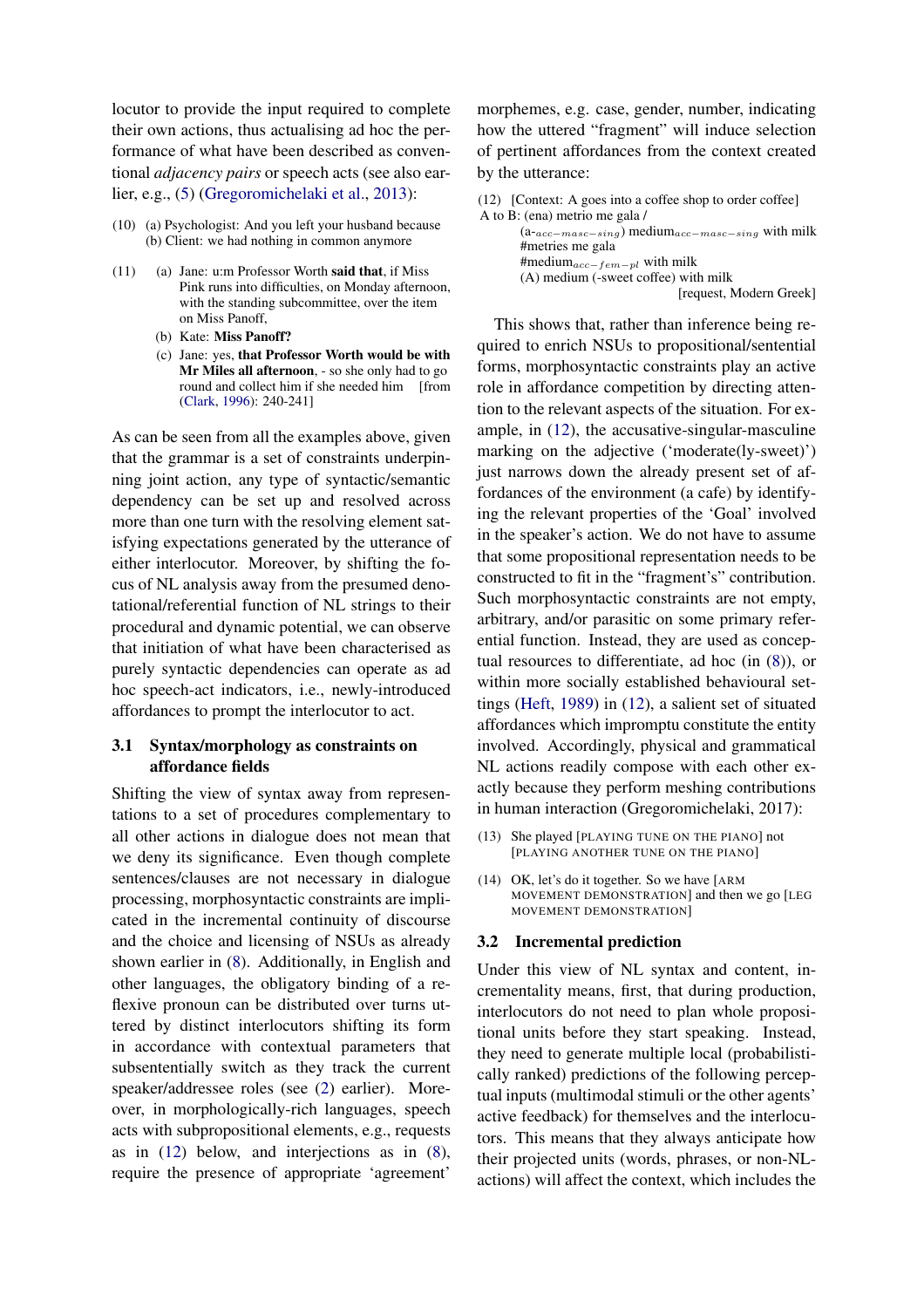locutor to provide the input required to complete their own actions, thus actualising ad hoc the performance of what have been described as conventional *adjacency pairs* or speech acts (see also earlier, e.g., (5) (Gregoromichelaki et al., 2013):

(10) (a) Psychologist: And you left your husband because
(b) Client: we had nothing in common anymore

(11) (a) Jane: u:m Professor Worth **said that**, if Miss Pink runs into difficulties, on Monday afternoon, with the standing subcommittee, over the item on Miss Panoff,
(b) Kate: **Miss Panoff?**
(c) Jane: yes, **that Professor Worth would be with Mr Miles all afternoon**, - so she only had to go round and collect him if she needed him [from (Clark, 1996): 240-241]

As can be seen from all the examples above, given that the grammar is a set of constraints underpinning joint action, any type of syntactic/semantic dependency can be set up and resolved across more than one turn with the resolving element satisfying expectations generated by the utterance of either interlocutor. Moreover, by shifting the focus of NL analysis away from the presumed denotational/referential function of NL strings to their procedural and dynamic potential, we can observe that initiation of what have been characterised as purely syntactic dependencies can operate as ad hoc speech-act indicators, i.e., newly-introduced affordances to prompt the interlocutor to act.

### 3.1 Syntax/morphology as constraints on affordance fields

Shifting the view of syntax away from representations to a set of procedures complementary to all other actions in dialogue does not mean that we deny its significance. Even though complete sentences/clauses are not necessary in dialogue processing, morphosyntactic constraints are implicated in the incremental continuity of discourse and the choice and licensing of NSUs as already shown earlier in (8). Additionally, in English and other languages, the obligatory binding of a reflexive pronoun can be distributed over turns uttered by distinct interlocutors shifting its form in accordance with contextual parameters that subsententially switch as they track the current speaker/addressee roles (see (2) earlier). Moreover, in morphologically-rich languages, speech acts with subpropositional elements, e.g., requests as in (12) below, and interjections as in (8), require the presence of appropriate 'agreement' morphemes, e.g. case, gender, number, indicating how the uttered "fragment" will induce selection of pertinent affordances from the context created by the utterance:

(12) [Context: A goes into a coffee shop to order coffee]
A to B: (ena) metrio me gala /
(a-$_{acc-masc-sing}$) medium$_{acc-masc-sing}$ with milk
#metries me gala
#medium$_{acc-fem-pl}$ with milk
(A) medium (-sweet coffee) with milk
[request, Modern Greek]

This shows that, rather than inference being required to enrich NSUs to propositional/sentential forms, morphosyntactic constraints play an active role in affordance competition by directing attention to the relevant aspects of the situation. For example, in (12), the accusative-singular-masculine marking on the adjective ('moderate(ly-sweet)') just narrows down the already present set of affordances of the environment (a cafe) by identifying the relevant properties of the 'Goal' involved in the speaker's action. We do not have to assume that some propositional representation needs to be constructed to fit in the "fragment's" contribution. Such morphosyntactic constraints are not empty, arbitrary, and/or parasitic on some primary referential function. Instead, they are used as conceptual resources to differentiate, ad hoc (in (8)), or within more socially established behavioural settings (Heft, 1989) in (12), a salient set of situated affordances which impromptu constitute the entity involved. Accordingly, physical and grammatical NL actions readily compose with each other exactly because they perform meshing contributions in human interaction (Gregoromichelaki, 2017):

(13) She played [PLAYING TUNE ON THE PIANO] not [PLAYING ANOTHER TUNE ON THE PIANO]

(14) OK, let's do it together. So we have [ARM MOVEMENT DEMONSTRATION] and then we go [LEG MOVEMENT DEMONSTRATION]

### 3.2 Incremental prediction

Under this view of NL syntax and content, incrementality means, first, that during production, interlocutors do not need to plan whole propositional units before they start speaking. Instead, they need to generate multiple local (probabilistically ranked) predictions of the following perceptual inputs (multimodal stimuli or the other agents' active feedback) for themselves and the interlocutors. This means that they always anticipate how their projected units (words, phrases, or non-NL-actions) will affect the context, which includes the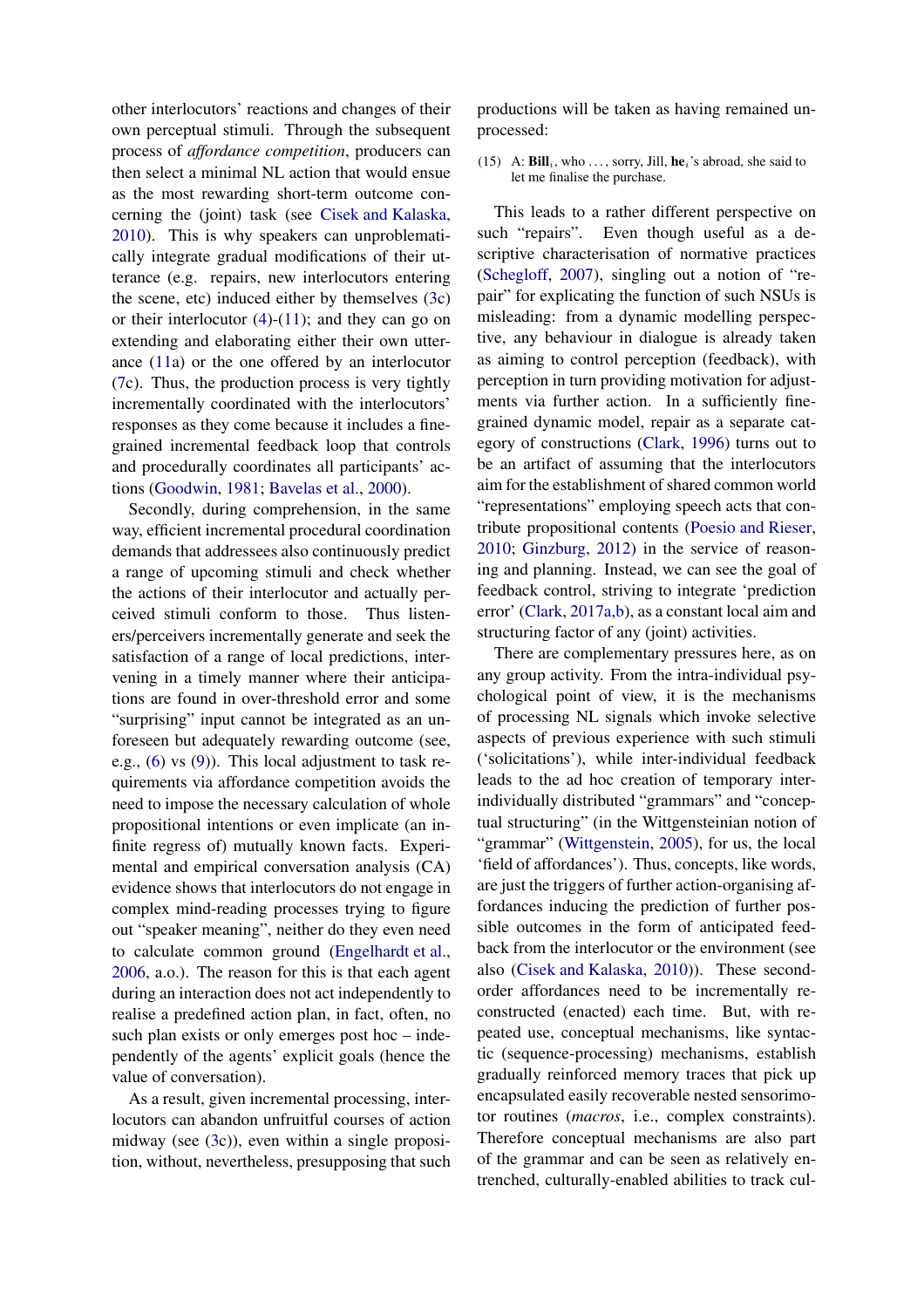other interlocutors' reactions and changes of their own perceptual stimuli. Through the subsequent process of *affordance competition*, producers can then select a minimal NL action that would ensue as the most rewarding short-term outcome concerning the (joint) task (see Cisek and Kalaska, 2010). This is why speakers can unproblematically integrate gradual modifications of their utterance (e.g. repairs, new interlocutors entering the scene, etc) induced either by themselves (3c) or their interlocutor (4)-(11); and they can go on extending and elaborating either their own utterance (11a) or the one offered by an interlocutor (7c). Thus, the production process is very tightly incrementally coordinated with the interlocutors' responses as they come because it includes a fine-grained incremental feedback loop that controls and procedurally coordinates all participants' actions (Goodwin, 1981; Bavelas et al., 2000).

Secondly, during comprehension, in the same way, efficient incremental procedural coordination demands that addressees also continuously predict a range of upcoming stimuli and check whether the actions of their interlocutor and actually perceived stimuli conform to those. Thus listeners/perceivers incrementally generate and seek the satisfaction of a range of local predictions, intervening in a timely manner where their anticipations are found in over-threshold error and some "surprising" input cannot be integrated as an unforeseen but adequately rewarding outcome (see, e.g., (6) vs (9)). This local adjustment to task requirements via affordance competition avoids the need to impose the necessary calculation of whole propositional intentions or even implicate (an infinite regress of) mutually known facts. Experimental and empirical conversation analysis (CA) evidence shows that interlocutors do not engage in complex mind-reading processes trying to figure out "speaker meaning", neither do they even need to calculate common ground (Engelhardt et al., 2006, a.o.). The reason for this is that each agent during an interaction does not act independently to realise a predefined action plan, in fact, often, no such plan exists or only emerges post hoc – independently of the agents' explicit goals (hence the value of conversation).

As a result, given incremental processing, interlocutors can abandon unfruitful courses of action midway (see (3c)), even within a single proposition, without, nevertheless, presupposing that such productions will be taken as having remained unprocessed:

(15) A: **Bill**$_i$, who ..., sorry, Jill, **he**$_i$'s abroad, she said to let me finalise the purchase.

This leads to a rather different perspective on such "repairs". Even though useful as a descriptive characterisation of normative practices (Schegloff, 2007), singling out a notion of "repair" for explicating the function of such NSUs is misleading: from a dynamic modelling perspective, any behaviour in dialogue is already taken as aiming to control perception (feedback), with perception in turn providing motivation for adjustments via further action. In a sufficiently fine-grained dynamic model, repair as a separate category of constructions (Clark, 1996) turns out to be an artifact of assuming that the interlocutors aim for the establishment of shared common world "representations" employing speech acts that contribute propositional contents (Poesio and Rieser, 2010; Ginzburg, 2012) in the service of reasoning and planning. Instead, we can see the goal of feedback control, striving to integrate 'prediction error' (Clark, 2017a,b), as a constant local aim and structuring factor of any (joint) activities.

There are complementary pressures here, as on any group activity. From the intra-individual psychological point of view, it is the mechanisms of processing NL signals which invoke selective aspects of previous experience with such stimuli ('solicitations'), while inter-individual feedback leads to the ad hoc creation of temporary inter-individually distributed "grammars" and "conceptual structuring" (in the Wittgensteinian notion of "grammar" (Wittgenstein, 2005), for us, the local 'field of affordances'). Thus, concepts, like words, are just the triggers of further action-organising affordances inducing the prediction of further possible outcomes in the form of anticipated feedback from the interlocutor or the environment (see also (Cisek and Kalaska, 2010)). These second-order affordances need to be incrementally reconstructed (enacted) each time. But, with repeated use, conceptual mechanisms, like syntactic (sequence-processing) mechanisms, establish gradually reinforced memory traces that pick up encapsulated easily recoverable nested sensorimotor routines (*macros*, i.e., complex constraints). Therefore conceptual mechanisms are also part of the grammar and can be seen as relatively entrenched, culturally-enabled abilities to track cul-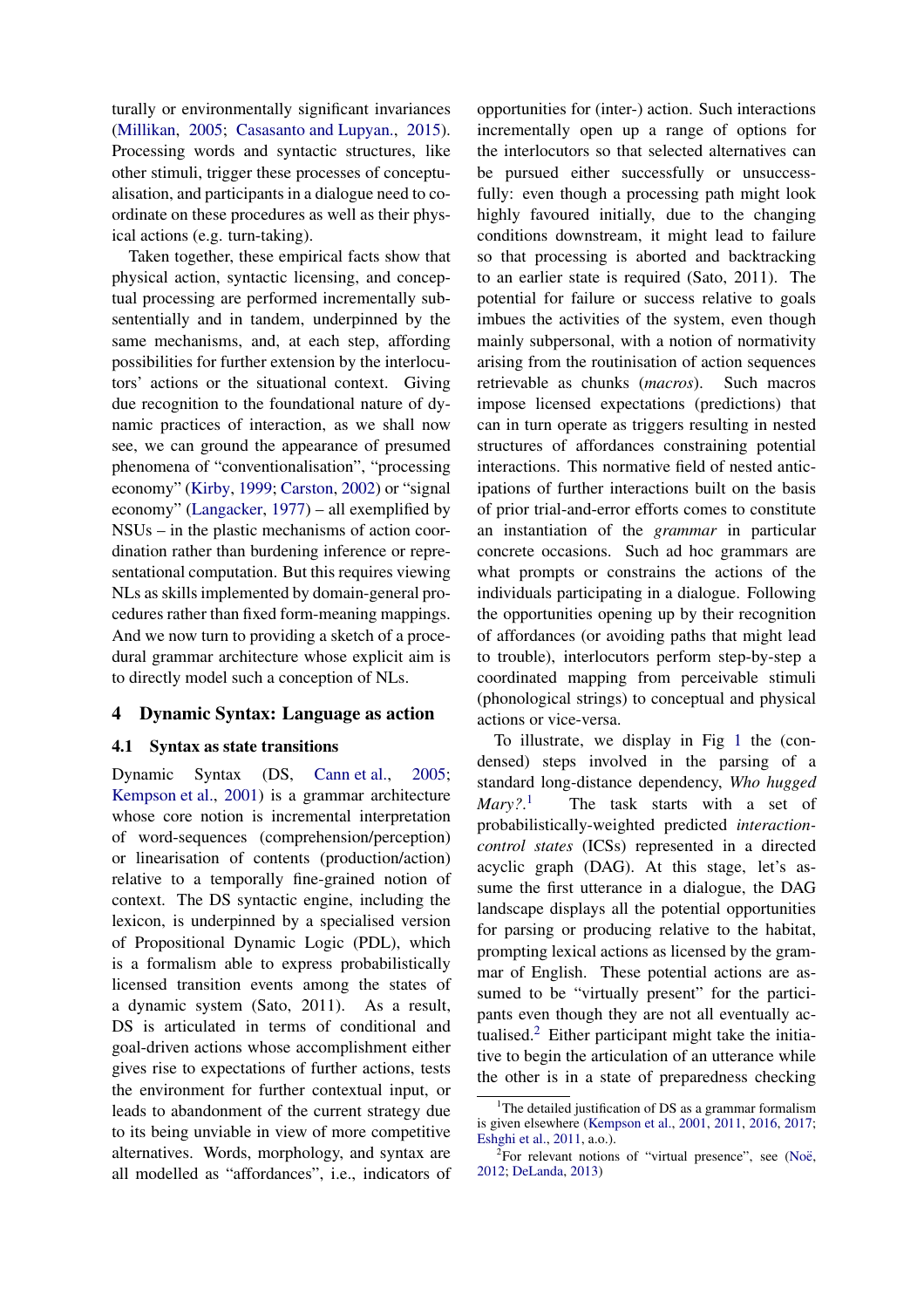turally or environmentally significant invariances (Millikan, 2005; Casasanto and Lupyan., 2015). Processing words and syntactic structures, like other stimuli, trigger these processes of conceptualisation, and participants in a dialogue need to coordinate on these procedures as well as their physical actions (e.g. turn-taking).

Taken together, these empirical facts show that physical action, syntactic licensing, and conceptual processing are performed incrementally subsententially and in tandem, underpinned by the same mechanisms, and, at each step, affording possibilities for further extension by the interlocutors' actions or the situational context. Giving due recognition to the foundational nature of dynamic practices of interaction, as we shall now see, we can ground the appearance of presumed phenomena of "conventionalisation", "processing economy" (Kirby, 1999; Carston, 2002) or "signal economy" (Langacker, 1977) – all exemplified by NSUs – in the plastic mechanisms of action coordination rather than burdening inference or representational computation. But this requires viewing NLs as skills implemented by domain-general procedures rather than fixed form-meaning mappings. And we now turn to providing a sketch of a procedural grammar architecture whose explicit aim is to directly model such a conception of NLs.

## 4 Dynamic Syntax: Language as action

### 4.1 Syntax as state transitions

Dynamic Syntax (DS, Cann et al., 2005; Kempson et al., 2001) is a grammar architecture whose core notion is incremental interpretation of word-sequences (comprehension/perception) or linearisation of contents (production/action) relative to a temporally fine-grained notion of context. The DS syntactic engine, including the lexicon, is underpinned by a specialised version of Propositional Dynamic Logic (PDL), which is a formalism able to express probabilistically licensed transition events among the states of a dynamic system (Sato, 2011). As a result, DS is articulated in terms of conditional and goal-driven actions whose accomplishment either gives rise to expectations of further actions, tests the environment for further contextual input, or leads to abandonment of the current strategy due to its being unviable in view of more competitive alternatives. Words, morphology, and syntax are all modelled as "affordances", i.e., indicators of opportunities for (inter-) action. Such interactions incrementally open up a range of options for the interlocutors so that selected alternatives can be pursued either successfully or unsuccessfully: even though a processing path might look highly favoured initially, due to the changing conditions downstream, it might lead to failure so that processing is aborted and backtracking to an earlier state is required (Sato, 2011). The potential for failure or success relative to goals imbues the activities of the system, even though mainly subpersonal, with a notion of normativity arising from the routinisation of action sequences retrievable as chunks (*macros*). Such macros impose licensed expectations (predictions) that can in turn operate as triggers resulting in nested structures of affordances constraining potential interactions. This normative field of nested anticipations of further interactions built on the basis of prior trial-and-error efforts comes to constitute an instantiation of the *grammar* in particular concrete occasions. Such ad hoc grammars are what prompts or constrains the actions of the individuals participating in a dialogue. Following the opportunities opening up by their recognition of affordances (or avoiding paths that might lead to trouble), interlocutors perform step-by-step a coordinated mapping from perceivable stimuli (phonological strings) to conceptual and physical actions or vice-versa.

To illustrate, we display in Fig 1 the (condensed) steps involved in the parsing of a standard long-distance dependency, *Who hugged Mary?*.[1] The task starts with a set of probabilistically-weighted predicted *interaction-control states* (ICSs) represented in a directed acyclic graph (DAG). At this stage, let's assume the first utterance in a dialogue, the DAG landscape displays all the potential opportunities for parsing or producing relative to the habitat, prompting lexical actions as licensed by the grammar of English. These potential actions are assumed to be "virtually present" for the participants even though they are not all eventually actualised.[2] Either participant might take the initiative to begin the articulation of an utterance while the other is in a state of preparedness checking

[1] The detailed justification of DS as a grammar formalism is given elsewhere (Kempson et al., 2001, 2011, 2016, 2017; Eshghi et al., 2011, a.o.).

[2] For relevant notions of "virtual presence", see (Noë, 2012; DeLanda, 2013)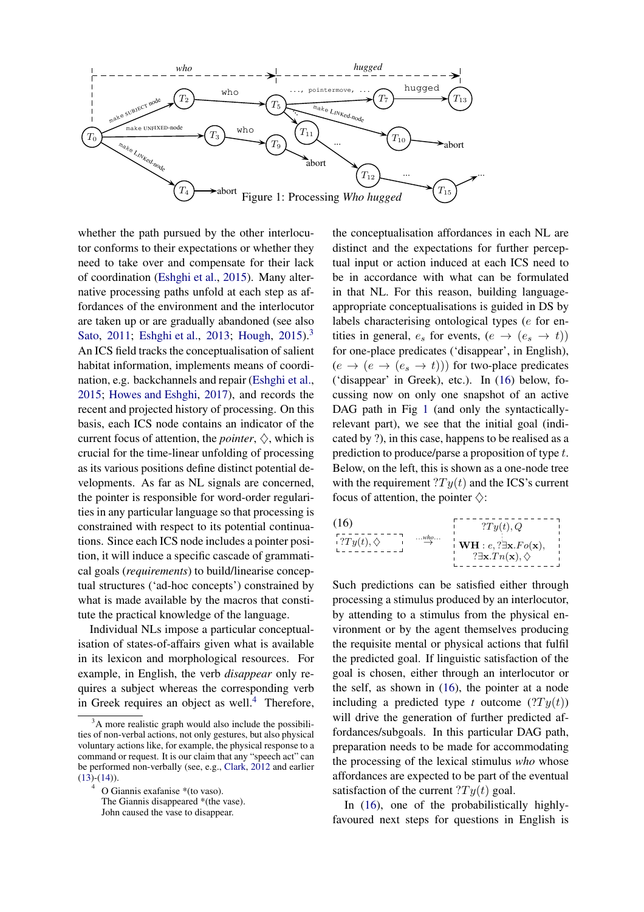Figure 1: Processing *Who hugged*

whether the path pursued by the other interlocutor conforms to their expectations or whether they need to take over and compensate for their lack of coordination (Eshghi et al., 2015). Many alternative processing paths unfold at each step as affordances of the environment and the interlocutor are taken up or are gradually abandoned (see also Sato, 2011; Eshghi et al., 2013; Hough, 2015).[3] An ICS field tracks the conceptualisation of salient habitat information, implements means of coordination, e.g. backchannels and repair (Eshghi et al., 2015; Howes and Eshghi, 2017), and records the recent and projected history of processing. On this basis, each ICS node contains an indicator of the current focus of attention, the *pointer*, $\diamondsuit$, which is crucial for the time-linear unfolding of processing as its various positions define distinct potential developments. As far as NL signals are concerned, the pointer is responsible for word-order regularities in any particular language so that processing is constrained with respect to its potential continuations. Since each ICS node includes a pointer position, it will induce a specific cascade of grammatical goals (*requirements*) to build/linearise conceptual structures ('ad-hoc concepts') constrained by what is made available by the macros that constitute the practical knowledge of the language.

Individual NLs impose a particular conceptualisation of states-of-affairs given what is available in its lexicon and morphological resources. For example, in English, the verb *disappear* only requires a subject whereas the corresponding verb in Greek requires an object as well.[4] Therefore, the conceptualisation affordances in each NL are distinct and the expectations for further perceptual input or action induced at each ICS need to be in accordance with what can be formulated in that NL. For this reason, building language-appropriate conceptualisations is guided in DS by labels characterising ontological types ($e$ for entities in general, $e_s$ for events, $(e \rightarrow (e_s \rightarrow t))$ for one-place predicates ('disappear', in English), $(e \rightarrow (e \rightarrow (e_s \rightarrow t)))$ for two-place predicates ('disappear' in Greek), etc.). In (16) below, focussing now on only one snapshot of an active DAG path in Fig 1 (and only the syntactically-relevant part), we see that the initial goal (indicated by ?), in this case, happens to be realised as a prediction to produce/parse a proposition of type $t$. Below, on the left, this is shown as a one-node tree with the requirement $?Ty(t)$ and the ICS's current focus of attention, the pointer $\diamondsuit$:

(16) $?Ty(t), \diamondsuit$ $\overset{\ldots who \ldots}{\rightarrow}$ $?Ty(t), Q$ — **WH** $: e, ?\exists \mathbf{x}.Fo(\mathbf{x}), ?\exists \mathbf{x}.Tn(\mathbf{x}), \diamondsuit$

Such predictions can be satisfied either through processing a stimulus produced by an interlocutor, by attending to a stimulus from the physical environment or by the agent themselves producing the requisite mental or physical actions that fulfil the predicted goal. If linguistic satisfaction of the goal is chosen, either through an interlocutor or the self, as shown in (16), the pointer at a node including a predicted type $t$ outcome ($?Ty(t)$) will drive the generation of further predicted affordances/subgoals. In this particular DAG path, preparation needs to be made for accommodating the processing of the lexical stimulus *who* whose affordances are expected to be part of the eventual satisfaction of the current $?Ty(t)$ goal.

In (16), one of the probabilistically highly-favoured next steps for questions in English is

[3] A more realistic graph would also include the possibilities of non-verbal actions, not only gestures, but also physical voluntary actions like, for example, the physical response to a command or request. It is our claim that any "speech act" can be performed non-verbally (see, e.g., Clark, 2012 and earlier (13)-(14)).

[4] O Giannis exafanise *(to vaso).
The Giannis disappeared *(the vase).
John caused the vase to disappear.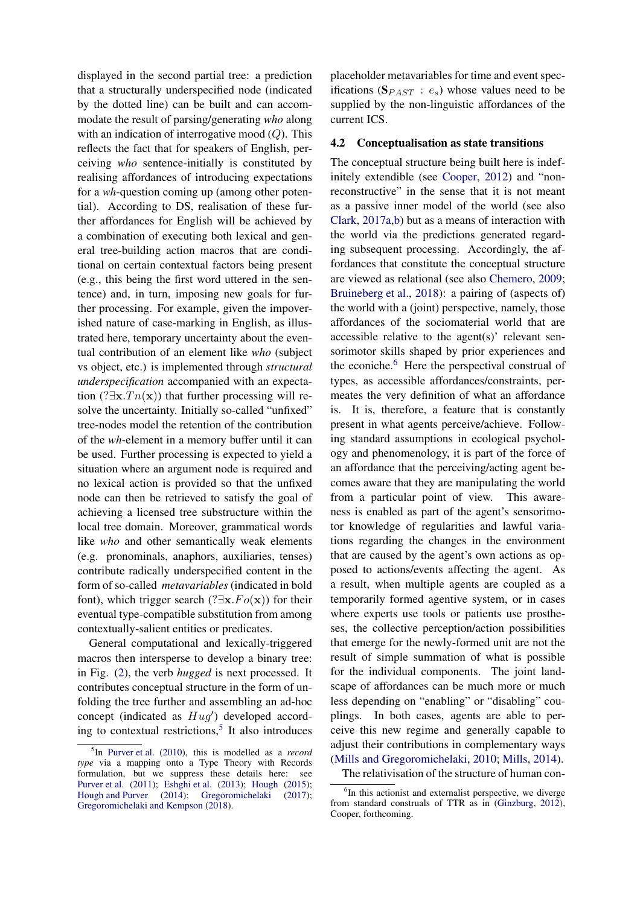displayed in the second partial tree: a prediction that a structurally underspecified node (indicated by the dotted line) can be built and can accommodate the result of parsing/generating *who* along with an indication of interrogative mood ($Q$). This reflects the fact that for speakers of English, perceiving *who* sentence-initially is constituted by realising affordances of introducing expectations for a *wh*-question coming up (among other potential). According to DS, realisation of these further affordances for English will be achieved by a combination of executing both lexical and general tree-building action macros that are conditional on certain contextual factors being present (e.g., this being the first word uttered in the sentence) and, in turn, imposing new goals for further processing. For example, given the impoverished nature of case-marking in English, as illustrated here, temporary uncertainty about the eventual contribution of an element like *who* (subject vs object, etc.) is implemented through *structural underspecification* accompanied with an expectation ($?\exists \mathbf{x}.Tn(\mathbf{x})$) that further processing will resolve the uncertainty. Initially so-called "unfixed" tree-nodes model the retention of the contribution of the *wh*-element in a memory buffer until it can be used. Further processing is expected to yield a situation where an argument node is required and no lexical action is provided so that the unfixed node can then be retrieved to satisfy the goal of achieving a licensed tree substructure within the local tree domain. Moreover, grammatical words like *who* and other semantically weak elements (e.g. pronominals, anaphors, auxiliaries, tenses) contribute radically underspecified content in the form of so-called *metavariables* (indicated in bold font), which trigger search ($?\exists \mathbf{x}.Fo(\mathbf{x})$) for their eventual type-compatible substitution from among contextually-salient entities or predicates.

General computational and lexically-triggered macros then intersperse to develop a binary tree: in Fig. (2), the verb *hugged* is next processed. It contributes conceptual structure in the form of unfolding the tree further and assembling an ad-hoc concept (indicated as $Hug'$) developed according to contextual restrictions,[5] It also introduces placeholder metavariables for time and event specifications ($\mathbf{S}_{PAST} : e_s$) whose values need to be supplied by the non-linguistic affordances of the current ICS.

### 4.2 Conceptualisation as state transitions

The conceptual structure being built here is indefinitely extendible (see Cooper, 2012) and "non-reconstructive" in the sense that it is not meant as a passive inner model of the world (see also Clark, 2017a,b) but as a means of interaction with the world via the predictions generated regarding subsequent processing. Accordingly, the affordances that constitute the conceptual structure are viewed as relational (see also Chemero, 2009; Bruineberg et al., 2018): a pairing of (aspects of) the world with a (joint) perspective, namely, those affordances of the sociomaterial world that are accessible relative to the agent(s)' relevant sensorimotor skills shaped by prior experiences and the econiche.[6] Here the perspectival construal of types, as accessible affordances/constraints, permeates the very definition of what an affordance is. It is, therefore, a feature that is constantly present in what agents perceive/achieve. Following standard assumptions in ecological psychology and phenomenology, it is part of the force of an affordance that the perceiving/acting agent becomes aware that they are manipulating the world from a particular point of view. This awareness is enabled as part of the agent's sensorimotor knowledge of regularities and lawful variations regarding the changes in the environment that are caused by the agent's own actions as opposed to actions/events affecting the agent. As a result, when multiple agents are coupled as a temporarily formed agentive system, or in cases where experts use tools or patients use prostheses, the collective perception/action possibilities that emerge for the newly-formed unit are not the result of simple summation of what is possible for the individual components. The joint landscape of affordances can be much more or much less depending on "enabling" or "disabling" couplings. In both cases, agents are able to perceive this new regime and generally capable to adjust their contributions in complementary ways (Mills and Gregoromichelaki, 2010; Mills, 2014).

The relativisation of the structure of human con-

---

[5] In Purver et al. (2010), this is modelled as a *record type* via a mapping onto a Type Theory with Records formulation, but we suppress these details here: see Purver et al. (2011); Eshghi et al. (2013); Hough (2015); Hough and Purver (2014); Gregoromichelaki (2017); Gregoromichelaki and Kempson (2018).

[6] In this actionist and externalist perspective, we diverge from standard construals of TTR as in (Ginzburg, 2012), Cooper, forthcoming.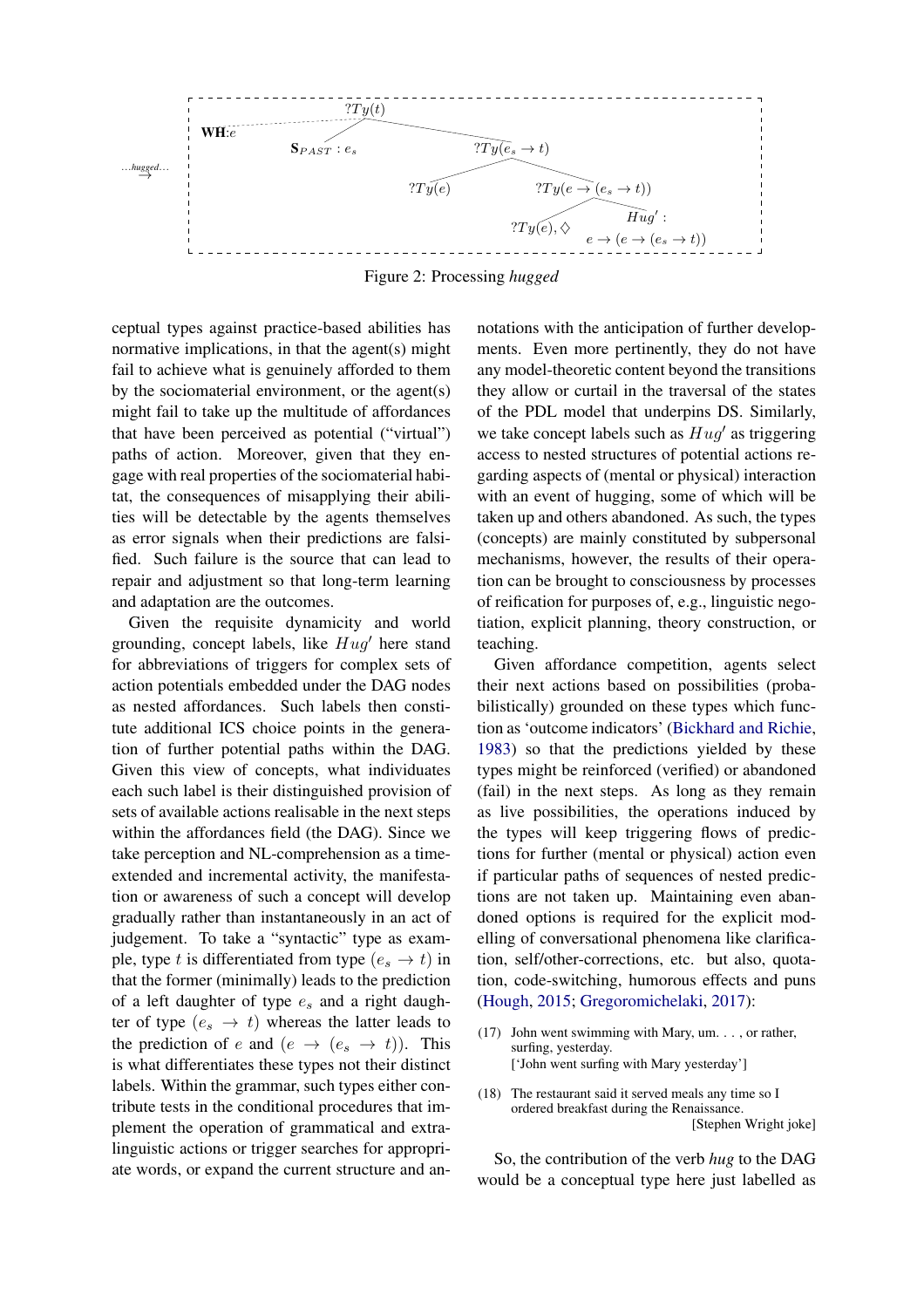Figure 2: Processing *hugged*

ceptual types against practice-based abilities has normative implications, in that the agent(s) might fail to achieve what is genuinely afforded to them by the sociomaterial environment, or the agent(s) might fail to take up the multitude of affordances that have been perceived as potential ("virtual") paths of action. Moreover, given that they engage with real properties of the sociomaterial habitat, the consequences of misapplying their abilities will be detectable by the agents themselves as error signals when their predictions are falsified. Such failure is the source that can lead to repair and adjustment so that long-term learning and adaptation are the outcomes.

Given the requisite dynamicity and world grounding, concept labels, like $Hug'$ here stand for abbreviations of triggers for complex sets of action potentials embedded under the DAG nodes as nested affordances. Such labels then constitute additional ICS choice points in the generation of further potential paths within the DAG. Given this view of concepts, what individuates each such label is their distinguished provision of sets of available actions realisable in the next steps within the affordances field (the DAG). Since we take perception and NL-comprehension as a time-extended and incremental activity, the manifestation or awareness of such a concept will develop gradually rather than instantaneously in an act of judgement. To take a "syntactic" type as example, type $t$ is differentiated from type $(e_s \rightarrow t)$ in that the former (minimally) leads to the prediction of a left daughter of type $e_s$ and a right daughter of type $(e_s \rightarrow t)$ whereas the latter leads to the prediction of $e$ and $(e \rightarrow (e_s \rightarrow t))$. This is what differentiates these types not their distinct labels. Within the grammar, such types either contribute tests in the conditional procedures that implement the operation of grammatical and extra-linguistic actions or trigger searches for appropriate words, or expand the current structure and annotations with the anticipation of further developments. Even more pertinently, they do not have any model-theoretic content beyond the transitions they allow or curtail in the traversal of the states of the PDL model that underpins DS. Similarly, we take concept labels such as $Hug'$ as triggering access to nested structures of potential actions regarding aspects of (mental or physical) interaction with an event of hugging, some of which will be taken up and others abandoned. As such, the types (concepts) are mainly constituted by subpersonal mechanisms, however, the results of their operation can be brought to consciousness by processes of reification for purposes of, e.g., linguistic negotiation, explicit planning, theory construction, or teaching.

Given affordance competition, agents select their next actions based on possibilities (probabilistically) grounded on these types which function as 'outcome indicators' (Bickhard and Richie, 1983) so that the predictions yielded by these types might be reinforced (verified) or abandoned (fail) in the next steps. As long as they remain as live possibilities, the operations induced by the types will keep triggering flows of predictions for further (mental or physical) action even if particular paths of sequences of nested predictions are not taken up. Maintaining even abandoned options is required for the explicit modelling of conversational phenomena like clarification, self/other-corrections, etc. but also, quotation, code-switching, humorous effects and puns (Hough, 2015; Gregoromichelaki, 2017):

(17) John went swimming with Mary, um. . . , or rather, surfing, yesterday.
['John went surfing with Mary yesterday']

(18) The restaurant said it served meals any time so I ordered breakfast during the Renaissance.
[Stephen Wright joke]

So, the contribution of the verb *hug* to the DAG would be a conceptual type here just labelled as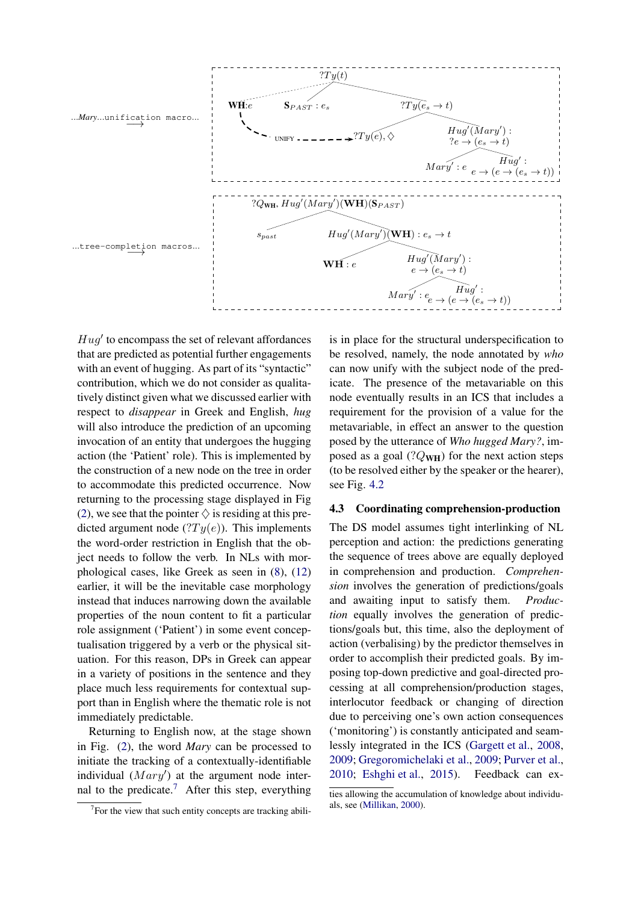...*Mary*...unification macro... $\longrightarrow$

...tree-completion macros... $\longrightarrow$

$Hug'$ to encompass the set of relevant affordances that are predicted as potential further engagements with an event of hugging. As part of its "syntactic" contribution, which we do not consider as qualitatively distinct given what we discussed earlier with respect to *disappear* in Greek and English, *hug* will also introduce the prediction of an upcoming invocation of an entity that undergoes the hugging action (the 'Patient' role). This is implemented by the construction of a new node on the tree in order to accommodate this predicted occurrence. Now returning to the processing stage displayed in Fig (2), we see that the pointer $\diamondsuit$ is residing at this predicted argument node ($?Ty(e)$). This implements the word-order restriction in English that the object needs to follow the verb. In NLs with morphological cases, like Greek as seen in (8), (12) earlier, it will be the inevitable case morphology instead that induces narrowing down the available properties of the noun content to fit a particular role assignment ('Patient') in some event conceptualisation triggered by a verb or the physical situation. For this reason, DPs in Greek can appear in a variety of positions in the sentence and they place much less requirements for contextual support than in English where the thematic role is not immediately predictable.

Returning to English now, at the stage shown in Fig. (2), the word *Mary* can be processed to initiate the tracking of a contextually-identifiable individual ($Mary'$) at the argument node internal to the predicate.[7] After this step, everything is in place for the structural underspecification to be resolved, namely, the node annotated by *who* can now unify with the subject node of the predicate. The presence of the metavariable on this node eventually results in an ICS that includes a requirement for the provision of a value for the metavariable, in effect an answer to the question posed by the utterance of *Who hugged Mary?*, imposed as a goal ($?Q_{\mathbf{WH}}$) for the next action steps (to be resolved either by the speaker or the hearer), see Fig. 4.2

### 4.3 Coordinating comprehension-production

The DS model assumes tight interlinking of NL perception and action: the predictions generating the sequence of trees above are equally deployed in comprehension and production. *Comprehension* involves the generation of predictions/goals and awaiting input to satisfy them. *Production* equally involves the generation of predictions/goals but, this time, also the deployment of action (verbalising) by the predictor themselves in order to accomplish their predicted goals. By imposing top-down predictive and goal-directed processing at all comprehension/production stages, interlocutor feedback or changing of direction due to perceiving one's own action consequences ('monitoring') is constantly anticipated and seamlessly integrated in the ICS (Gargett et al., 2008, 2009; Gregoromichelaki et al., 2009; Purver et al., 2010; Eshghi et al., 2015). Feedback can ex-

[7] For the view that such entity concepts are tracking abilities allowing the accumulation of knowledge about individuals, see (Millikan, 2000).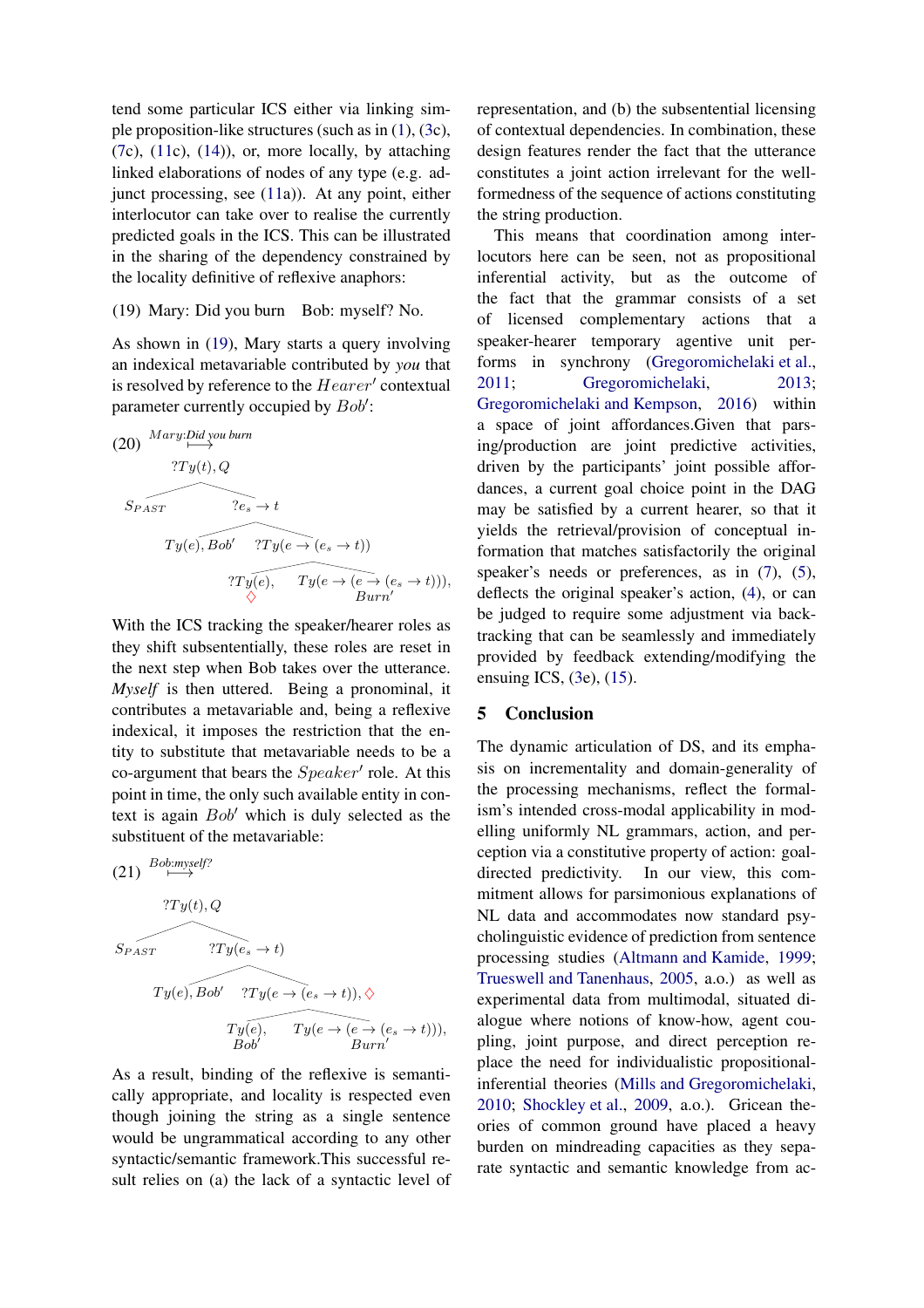tend some particular ICS either via linking simple proposition-like structures (such as in (1), (3c), (7c), (11c), (14)), or, more locally, by attaching linked elaborations of nodes of any type (e.g. adjunct processing, see (11a)). At any point, either interlocutor can take over to realise the currently predicted goals in the ICS. This can be illustrated in the sharing of the dependency constrained by the locality definitive of reflexive anaphors:

(19) Mary: Did you burn    Bob: myself? No.

As shown in (19), Mary starts a query involving an indexical metavariable contributed by *you* that is resolved by reference to the $Hearer'$ contextual parameter currently occupied by $Bob'$:

(20) $\overset{Mary: Did\ you\ burn}{\longmapsto}$

$?Ty(t), Q$
- $S_{PAST}$
- $?e_s \to t$
  - $Ty(e), Bob'$
  - $?Ty(e \to (e_s \to t))$
    - $?Ty(e)$, ♢
    - $Ty(e \to (e \to (e_s \to t)))$, $Burn'$

With the ICS tracking the speaker/hearer roles as they shift subsententially, these roles are reset in the next step when Bob takes over the utterance. *Myself* is then uttered. Being a pronominal, it contributes a metavariable and, being a reflexive indexical, it imposes the restriction that the entity to substitute that metavariable needs to be a co-argument that bears the $Speaker'$ role. At this point in time, the only such available entity in context is again $Bob'$ which is duly selected as the substituent of the metavariable:

(21) $\overset{Bob: myself?}{\longmapsto}$

$?Ty(t), Q$
- $S_{PAST}$
- $?Ty(e_s \to t)$
  - $Ty(e), Bob'$
  - $?Ty(e \to (e_s \to t))$, ♢
    - $Ty(e)$, $Bob'$
    - $Ty(e \to (e \to (e_s \to t)))$, $Burn'$

As a result, binding of the reflexive is semantically appropriate, and locality is respected even though joining the string as a single sentence would be ungrammatical according to any other syntactic/semantic framework.This successful result relies on (a) the lack of a syntactic level of representation, and (b) the subsentential licensing of contextual dependencies. In combination, these design features render the fact that the utterance constitutes a joint action irrelevant for the well-formedness of the sequence of actions constituting the string production.

This means that coordination among interlocutors here can be seen, not as propositional inferential activity, but as the outcome of the fact that the grammar consists of a set of licensed complementary actions that a speaker-hearer temporary agentive unit performs in synchrony (Gregoromichelaki et al., 2011; Gregoromichelaki, 2013; Gregoromichelaki and Kempson, 2016) within a space of joint affordances.Given that parsing/production are joint predictive activities, driven by the participants' joint possible affordances, a current goal choice point in the DAG may be satisfied by a current hearer, so that it yields the retrieval/provision of conceptual information that matches satisfactorily the original speaker's needs or preferences, as in (7), (5), deflects the original speaker's action, (4), or can be judged to require some adjustment via backtracking that can be seamlessly and immediately provided by feedback extending/modifying the ensuing ICS, (3e), (15).

## 5 Conclusion

The dynamic articulation of DS, and its emphasis on incrementality and domain-generality of the processing mechanisms, reflect the formalism's intended cross-modal applicability in modelling uniformly NL grammars, action, and perception via a constitutive property of action: goal-directed predictivity. In our view, this commitment allows for parsimonious explanations of NL data and accommodates now standard psycholinguistic evidence of prediction from sentence processing studies (Altmann and Kamide, 1999; Trueswell and Tanenhaus, 2005, a.o.) as well as experimental data from multimodal, situated dialogue where notions of know-how, agent coupling, joint purpose, and direct perception replace the need for individualistic propositional-inferential theories (Mills and Gregoromichelaki, 2010; Shockley et al., 2009, a.o.). Gricean theories of common ground have placed a heavy burden on mindreading capacities as they separate syntactic and semantic knowledge from ac-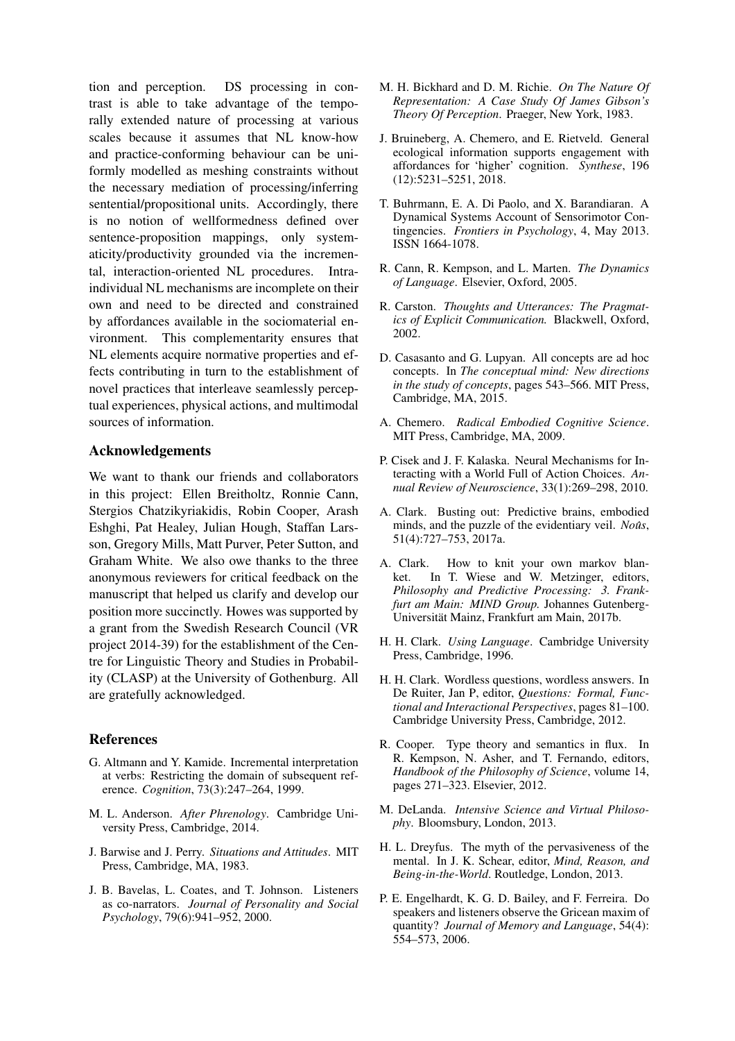tion and perception. DS processing in contrast is able to take advantage of the temporally extended nature of processing at various scales because it assumes that NL know-how and practice-conforming behaviour can be uniformly modelled as meshing constraints without the necessary mediation of processing/inferring sentential/propositional units. Accordingly, there is no notion of wellformedness defined over sentence-proposition mappings, only systematicity/productivity grounded via the incremental, interaction-oriented NL procedures. Intra-individual NL mechanisms are incomplete on their own and need to be directed and constrained by affordances available in the sociomaterial environment. This complementarity ensures that NL elements acquire normative properties and effects contributing in turn to the establishment of novel practices that interleave seamlessly perceptual experiences, physical actions, and multimodal sources of information.

## Acknowledgements

We want to thank our friends and collaborators in this project: Ellen Breitholtz, Ronnie Cann, Stergios Chatzikyriakidis, Robin Cooper, Arash Eshghi, Pat Healey, Julian Hough, Staffan Larsson, Gregory Mills, Matt Purver, Peter Sutton, and Graham White. We also owe thanks to the three anonymous reviewers for critical feedback on the manuscript that helped us clarify and develop our position more succinctly. Howes was supported by a grant from the Swedish Research Council (VR project 2014-39) for the establishment of the Centre for Linguistic Theory and Studies in Probability (CLASP) at the University of Gothenburg. All are gratefully acknowledged.

## References

G. Altmann and Y. Kamide. Incremental interpretation at verbs: Restricting the domain of subsequent reference. *Cognition*, 73(3):247–264, 1999.

M. L. Anderson. *After Phrenology*. Cambridge University Press, Cambridge, 2014.

J. Barwise and J. Perry. *Situations and Attitudes*. MIT Press, Cambridge, MA, 1983.

J. B. Bavelas, L. Coates, and T. Johnson. Listeners as co-narrators. *Journal of Personality and Social Psychology*, 79(6):941–952, 2000.

M. H. Bickhard and D. M. Richie. *On The Nature Of Representation: A Case Study Of James Gibson's Theory Of Perception*. Praeger, New York, 1983.

J. Bruineberg, A. Chemero, and E. Rietveld. General ecological information supports engagement with affordances for 'higher' cognition. *Synthese*, 196 (12):5231–5251, 2018.

T. Buhrmann, E. A. Di Paolo, and X. Barandiaran. A Dynamical Systems Account of Sensorimotor Contingencies. *Frontiers in Psychology*, 4, May 2013. ISSN 1664-1078.

R. Cann, R. Kempson, and L. Marten. *The Dynamics of Language*. Elsevier, Oxford, 2005.

R. Carston. *Thoughts and Utterances: The Pragmatics of Explicit Communication.* Blackwell, Oxford, 2002.

D. Casasanto and G. Lupyan. All concepts are ad hoc concepts. In *The conceptual mind: New directions in the study of concepts*, pages 543–566. MIT Press, Cambridge, MA, 2015.

A. Chemero. *Radical Embodied Cognitive Science*. MIT Press, Cambridge, MA, 2009.

P. Cisek and J. F. Kalaska. Neural Mechanisms for Interacting with a World Full of Action Choices. *Annual Review of Neuroscience*, 33(1):269–298, 2010.

A. Clark. Busting out: Predictive brains, embodied minds, and the puzzle of the evidentiary veil. *Noûs*, 51(4):727–753, 2017a.

A. Clark. How to knit your own markov blanket. In T. Wiese and W. Metzinger, editors, *Philosophy and Predictive Processing: 3. Frankfurt am Main: MIND Group.* Johannes Gutenberg-Universität Mainz, Frankfurt am Main, 2017b.

H. H. Clark. *Using Language*. Cambridge University Press, Cambridge, 1996.

H. H. Clark. Wordless questions, wordless answers. In De Ruiter, Jan P, editor, *Questions: Formal, Functional and Interactional Perspectives*, pages 81–100. Cambridge University Press, Cambridge, 2012.

R. Cooper. Type theory and semantics in flux. In R. Kempson, N. Asher, and T. Fernando, editors, *Handbook of the Philosophy of Science*, volume 14, pages 271–323. Elsevier, 2012.

M. DeLanda. *Intensive Science and Virtual Philosophy*. Bloomsbury, London, 2013.

H. L. Dreyfus. The myth of the pervasiveness of the mental. In J. K. Schear, editor, *Mind, Reason, and Being-in-the-World*. Routledge, London, 2013.

P. E. Engelhardt, K. G. D. Bailey, and F. Ferreira. Do speakers and listeners observe the Gricean maxim of quantity? *Journal of Memory and Language*, 54(4): 554–573, 2006.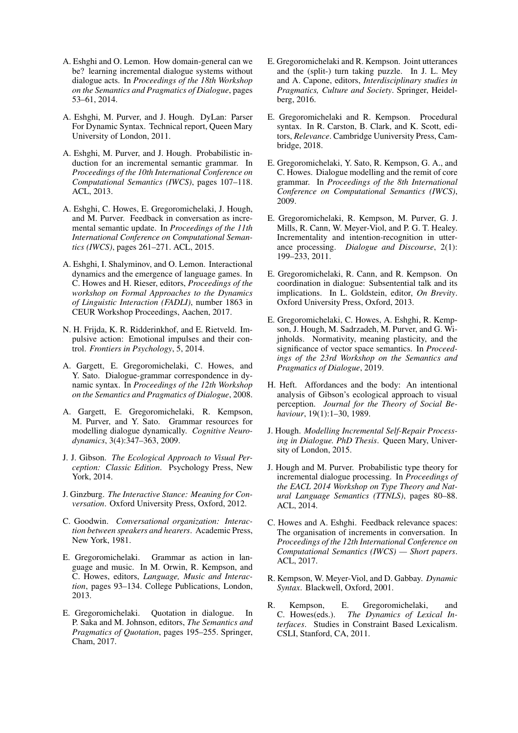A. Eshghi and O. Lemon. How domain-general can we be? learning incremental dialogue systems without dialogue acts. In *Proceedings of the 18th Workshop on the Semantics and Pragmatics of Dialogue*, pages 53–61, 2014.

A. Eshghi, M. Purver, and J. Hough. DyLan: Parser For Dynamic Syntax. Technical report, Queen Mary University of London, 2011.

A. Eshghi, M. Purver, and J. Hough. Probabilistic induction for an incremental semantic grammar. In *Proceedings of the 10th International Conference on Computational Semantics (IWCS)*, pages 107–118. ACL, 2013.

A. Eshghi, C. Howes, E. Gregoromichelaki, J. Hough, and M. Purver. Feedback in conversation as incremental semantic update. In *Proceedings of the 11th International Conference on Computational Semantics (IWCS)*, pages 261–271. ACL, 2015.

A. Eshghi, I. Shalyminov, and O. Lemon. Interactional dynamics and the emergence of language games. In C. Howes and H. Rieser, editors, *Proceedings of the workshop on Formal Approaches to the Dynamics of Linguistic Interaction (FADLI)*, number 1863 in CEUR Workshop Proceedings, Aachen, 2017.

N. H. Frijda, K. R. Ridderinkhof, and E. Rietveld. Impulsive action: Emotional impulses and their control. *Frontiers in Psychology*, 5, 2014.

A. Gargett, E. Gregoromichelaki, C. Howes, and Y. Sato. Dialogue-grammar correspondence in dynamic syntax. In *Proceedings of the 12th Workshop on the Semantics and Pragmatics of Dialogue*, 2008.

A. Gargett, E. Gregoromichelaki, R. Kempson, M. Purver, and Y. Sato. Grammar resources for modelling dialogue dynamically. *Cognitive Neurodynamics*, 3(4):347–363, 2009.

J. J. Gibson. *The Ecological Approach to Visual Perception: Classic Edition*. Psychology Press, New York, 2014.

J. Ginzburg. *The Interactive Stance: Meaning for Conversation*. Oxford University Press, Oxford, 2012.

C. Goodwin. *Conversational organization: Interaction between speakers and hearers*. Academic Press, New York, 1981.

E. Gregoromichelaki. Grammar as action in language and music. In M. Orwin, R. Kempson, and C. Howes, editors, *Language, Music and Interaction*, pages 93–134. College Publications, London, 2013.

E. Gregoromichelaki. Quotation in dialogue. In P. Saka and M. Johnson, editors, *The Semantics and Pragmatics of Quotation*, pages 195–255. Springer, Cham, 2017.

E. Gregoromichelaki and R. Kempson. Joint utterances and the (split-) turn taking puzzle. In J. L. Mey and A. Capone, editors, *Interdisciplinary studies in Pragmatics, Culture and Society*. Springer, Heidelberg, 2016.

E. Gregoromichelaki and R. Kempson. Procedural syntax. In R. Carston, B. Clark, and K. Scott, editors, *Relevance*. Cambridge Uuniversity Press, Cambridge, 2018.

E. Gregoromichelaki, Y. Sato, R. Kempson, G. A., and C. Howes. Dialogue modelling and the remit of core grammar. In *Proceedings of the 8th International Conference on Computational Semantics (IWCS)*, 2009.

E. Gregoromichelaki, R. Kempson, M. Purver, G. J. Mills, R. Cann, W. Meyer-Viol, and P. G. T. Healey. Incrementality and intention-recognition in utterance processing. *Dialogue and Discourse*, 2(1): 199–233, 2011.

E. Gregoromichelaki, R. Cann, and R. Kempson. On coordination in dialogue: Subsentential talk and its implications. In L. Goldstein, editor, *On Brevity*. Oxford University Press, Oxford, 2013.

E. Gregoromichelaki, C. Howes, A. Eshghi, R. Kempson, J. Hough, M. Sadrzadeh, M. Purver, and G. Wijnholds. Normativity, meaning plasticity, and the significance of vector space semantics. In *Proceedings of the 23rd Workshop on the Semantics and Pragmatics of Dialogue*, 2019.

H. Heft. Affordances and the body: An intentional analysis of Gibson's ecological approach to visual perception. *Journal for the Theory of Social Behaviour*, 19(1):1–30, 1989.

J. Hough. *Modelling Incremental Self-Repair Processing in Dialogue. PhD Thesis*. Queen Mary, University of London, 2015.

J. Hough and M. Purver. Probabilistic type theory for incremental dialogue processing. In *Proceedings of the EACL 2014 Workshop on Type Theory and Natural Language Semantics (TTNLS)*, pages 80–88. ACL, 2014.

C. Howes and A. Eshghi. Feedback relevance spaces: The organisation of increments in conversation. In *Proceedings of the 12th International Conference on Computational Semantics (IWCS) — Short papers*. ACL, 2017.

R. Kempson, W. Meyer-Viol, and D. Gabbay. *Dynamic Syntax*. Blackwell, Oxford, 2001.

R. Kempson, E. Gregoromichelaki, and C. Howes(eds.). *The Dynamics of Lexical Interfaces*. Studies in Constraint Based Lexicalism. CSLI, Stanford, CA, 2011.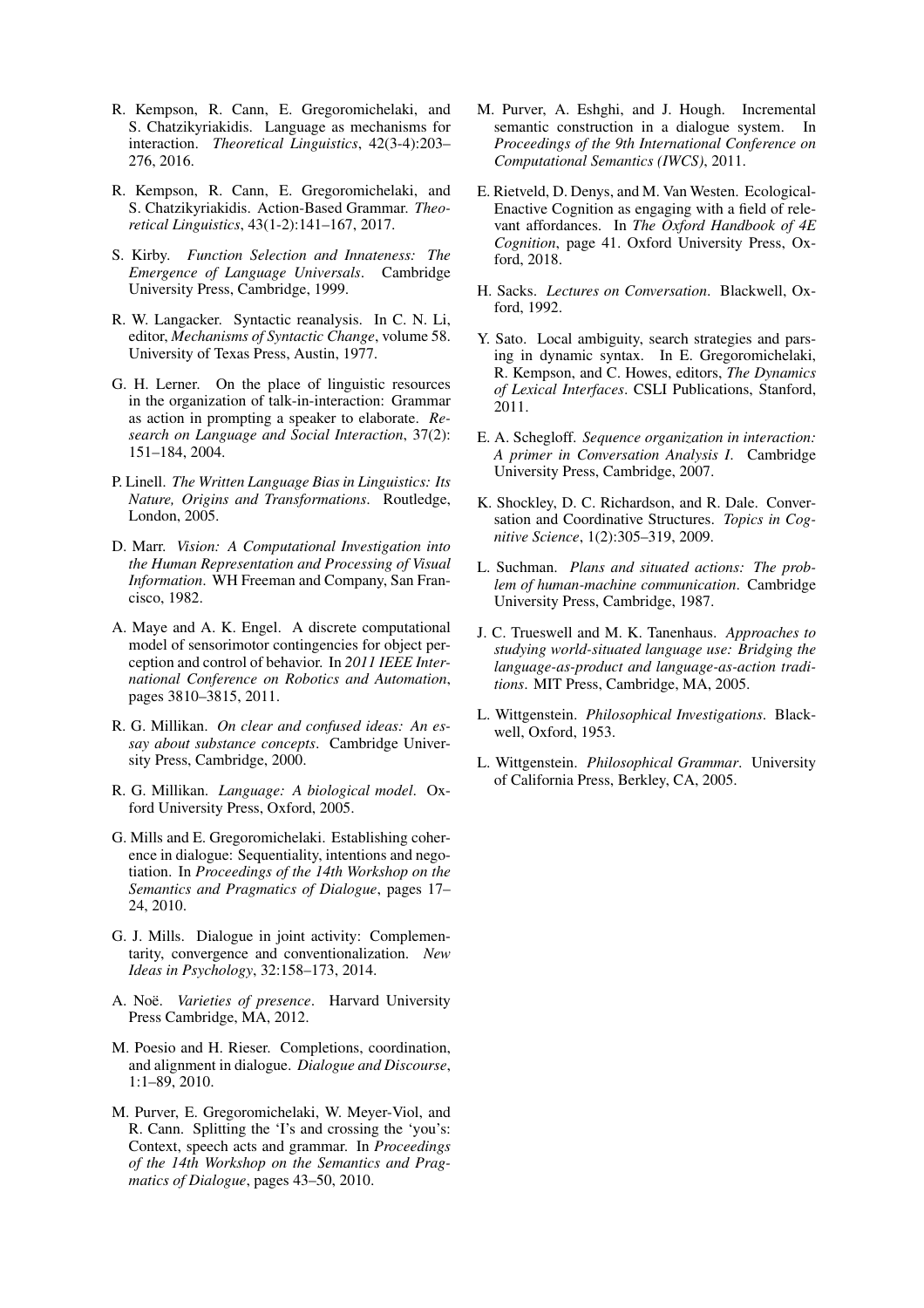R. Kempson, R. Cann, E. Gregoromichelaki, and S. Chatzikyriakidis. Language as mechanisms for interaction. *Theoretical Linguistics*, 42(3-4):203–276, 2016.

R. Kempson, R. Cann, E. Gregoromichelaki, and S. Chatzikyriakidis. Action-Based Grammar. *Theoretical Linguistics*, 43(1-2):141–167, 2017.

S. Kirby. *Function Selection and Innateness: The Emergence of Language Universals*. Cambridge University Press, Cambridge, 1999.

R. W. Langacker. Syntactic reanalysis. In C. N. Li, editor, *Mechanisms of Syntactic Change*, volume 58. University of Texas Press, Austin, 1977.

G. H. Lerner. On the place of linguistic resources in the organization of talk-in-interaction: Grammar as action in prompting a speaker to elaborate. *Research on Language and Social Interaction*, 37(2): 151–184, 2004.

P. Linell. *The Written Language Bias in Linguistics: Its Nature, Origins and Transformations*. Routledge, London, 2005.

D. Marr. *Vision: A Computational Investigation into the Human Representation and Processing of Visual Information*. WH Freeman and Company, San Francisco, 1982.

A. Maye and A. K. Engel. A discrete computational model of sensorimotor contingencies for object perception and control of behavior. In *2011 IEEE International Conference on Robotics and Automation*, pages 3810–3815, 2011.

R. G. Millikan. *On clear and confused ideas: An essay about substance concepts*. Cambridge University Press, Cambridge, 2000.

R. G. Millikan. *Language: A biological model*. Oxford University Press, Oxford, 2005.

G. Mills and E. Gregoromichelaki. Establishing coherence in dialogue: Sequentiality, intentions and negotiation. In *Proceedings of the 14th Workshop on the Semantics and Pragmatics of Dialogue*, pages 17–24, 2010.

G. J. Mills. Dialogue in joint activity: Complementarity, convergence and conventionalization. *New Ideas in Psychology*, 32:158–173, 2014.

A. Noë. *Varieties of presence*. Harvard University Press Cambridge, MA, 2012.

M. Poesio and H. Rieser. Completions, coordination, and alignment in dialogue. *Dialogue and Discourse*, 1:1–89, 2010.

M. Purver, E. Gregoromichelaki, W. Meyer-Viol, and R. Cann. Splitting the 'I's and crossing the 'you's: Context, speech acts and grammar. In *Proceedings of the 14th Workshop on the Semantics and Pragmatics of Dialogue*, pages 43–50, 2010.

M. Purver, A. Eshghi, and J. Hough. Incremental semantic construction in a dialogue system. In *Proceedings of the 9th International Conference on Computational Semantics (IWCS)*, 2011.

E. Rietveld, D. Denys, and M. Van Westen. Ecological-Enactive Cognition as engaging with a field of relevant affordances. In *The Oxford Handbook of 4E Cognition*, page 41. Oxford University Press, Oxford, 2018.

H. Sacks. *Lectures on Conversation*. Blackwell, Oxford, 1992.

Y. Sato. Local ambiguity, search strategies and parsing in dynamic syntax. In E. Gregoromichelaki, R. Kempson, and C. Howes, editors, *The Dynamics of Lexical Interfaces*. CSLI Publications, Stanford, 2011.

E. A. Schegloff. *Sequence organization in interaction: A primer in Conversation Analysis I*. Cambridge University Press, Cambridge, 2007.

K. Shockley, D. C. Richardson, and R. Dale. Conversation and Coordinative Structures. *Topics in Cognitive Science*, 1(2):305–319, 2009.

L. Suchman. *Plans and situated actions: The problem of human-machine communication*. Cambridge University Press, Cambridge, 1987.

J. C. Trueswell and M. K. Tanenhaus. *Approaches to studying world-situated language use: Bridging the language-as-product and language-as-action traditions*. MIT Press, Cambridge, MA, 2005.

L. Wittgenstein. *Philosophical Investigations*. Blackwell, Oxford, 1953.

L. Wittgenstein. *Philosophical Grammar*. University of California Press, Berkley, CA, 2005.